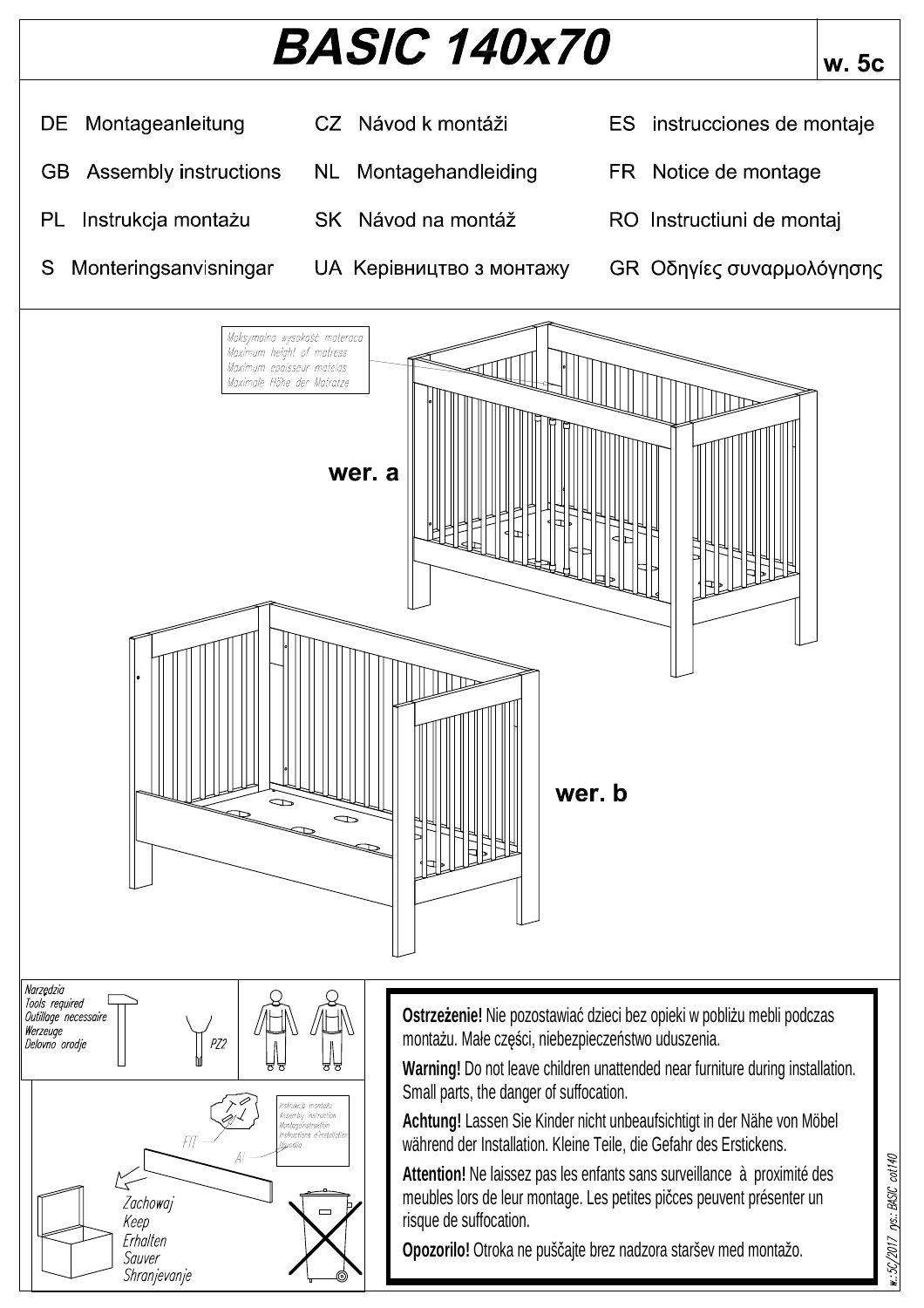# BASIC 140x70

w. 5c

| | | |
|---|---|---|
| DE Montageanleitung | CZ Návod k montáži | ES instrucciones de montaje |
| GB Assembly instructions | NL Montagehandleiding | FR Notice de montage |
| PL Instrukcja montażu | SK Návod na montáž | RO Instructiuni de montaj |
| S Monteringsanvisningar | UA Керівництво з монтажу | GR Οδηγίες συναρμολόγησης |

Maksymalna wysokość materaca
Maximum height of matress
Maximum epaisseur matelas
Maximale Höhe der Matratze

wer. a

wer. b

Narzędzia
Tools required
Outillage necessaire
Werzeuge
Delovno orodje

PZ2

Instrukcja montażu
Assembly instruction
Montageinstruktion
Instructions d'installation
Navodila

FIT

AI

Zachowaj
Keep
Erhalten
Sauver
Shranjevanje

**Ostrzeżenie!** Nie pozostawiać dzieci bez opieki w pobliżu mebli podczas montażu. Małe części, niebezpieczeństwo uduszenia.

**Warning!** Do not leave children unattended near furniture during installation. Small parts, the danger of suffocation.

**Achtung!** Lassen Sie Kinder nicht unbeaufsichtigt in der Nähe von Möbel während der Installation. Kleine Teile, die Gefahr des Erstickens.

**Attention!** Ne laissez pas les enfants sans surveillance à proximité des meubles lors de leur montage. Les petites pičces peuvent présenter un risque de suffocation.

**Opozorilo!** Otroka ne puščajte brez nadzora staršev med montažo.

w.:5C/2017 rys.: BASIC cot140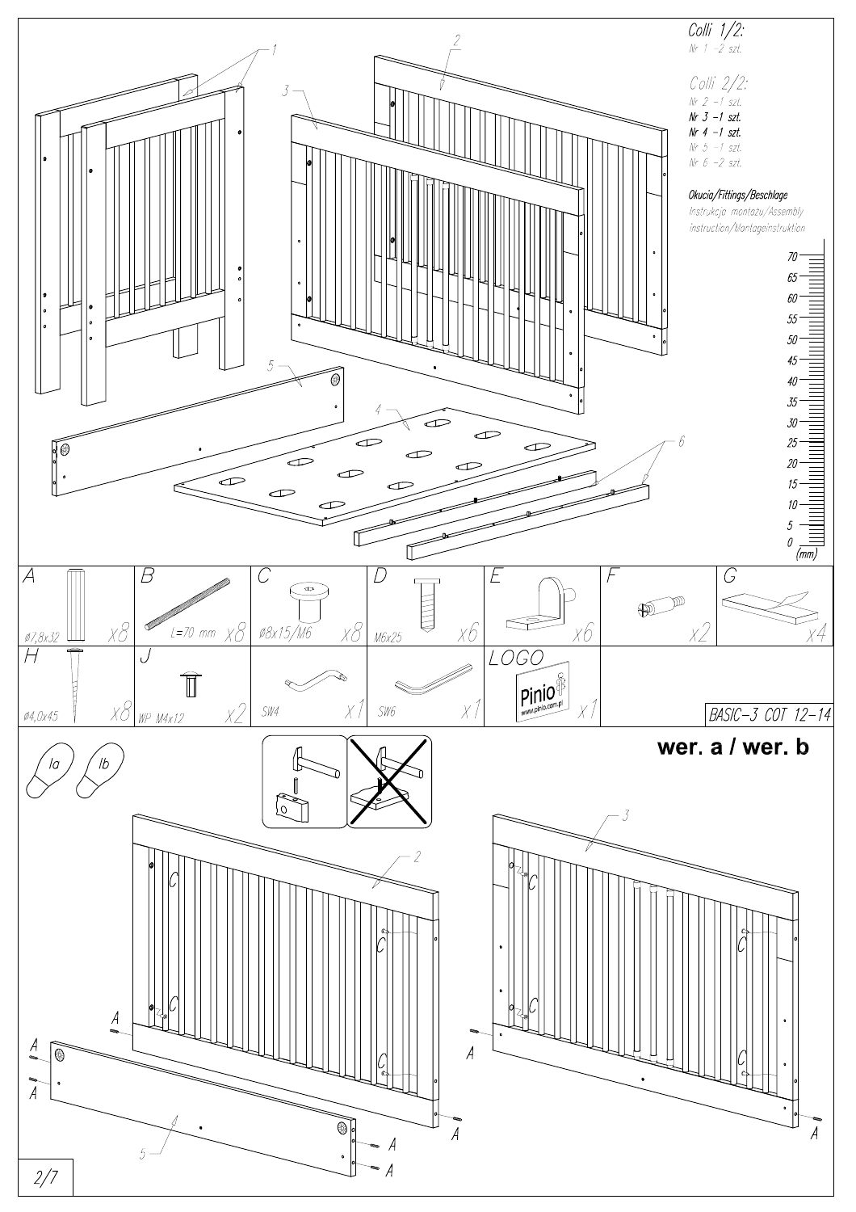Colli 1/2:
Nr 1 -2 szt.

Colli 2/2:
Nr 2 -1 szt.
Nr 3 -1 szt.
Nr 4 -1 szt.
Nr 5 -1 szt.
Nr 6 -2 szt.

Okucia/Fittings/Beschlage
Instrukcja montażu/Assembly instruction/Montageinstruktion

| A | B | C | D | E | F | G |
|---|---|---|---|---|---|---|
| ø7,8x32 x8 | L=70 mm x8 | ø8x15/M6 x8 | M6x25 x6 | x6 | x2 | x4 |

| H | J | | | LOGO | |
|---|---|---|---|---|---|
| ø4,0x45 x8 | WP M4x12 x2 | SW4 x1 | SW6 x1 | Pinio www.pinio.com.pl x1 | BASIC-3 COT 12-14 |

**wer. a / wer. b**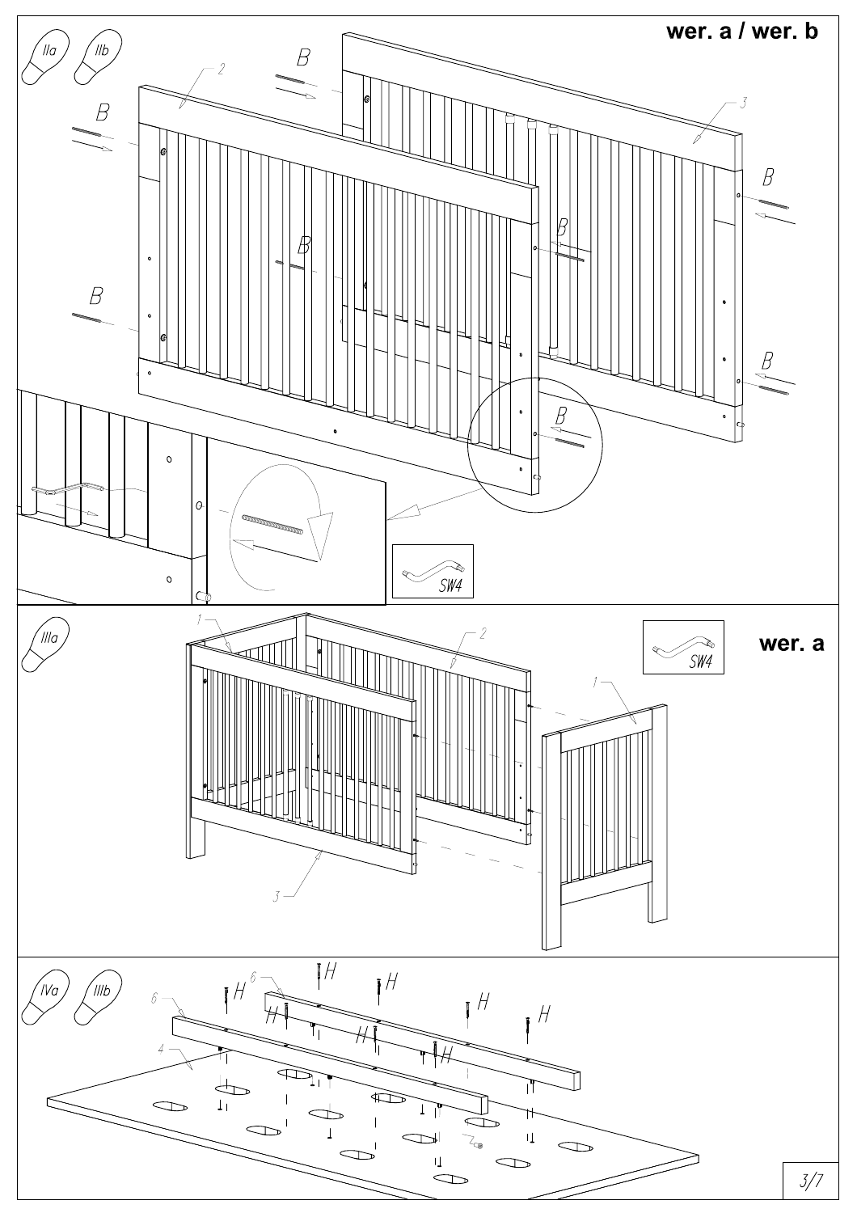wer. a / wer. b

IIa IIb

B B B B B B B B

2 3

SW4

IIIa

wer. a

1 2 1 3

SW4

IVa IIIb

H H H H H H H H H

6 6 4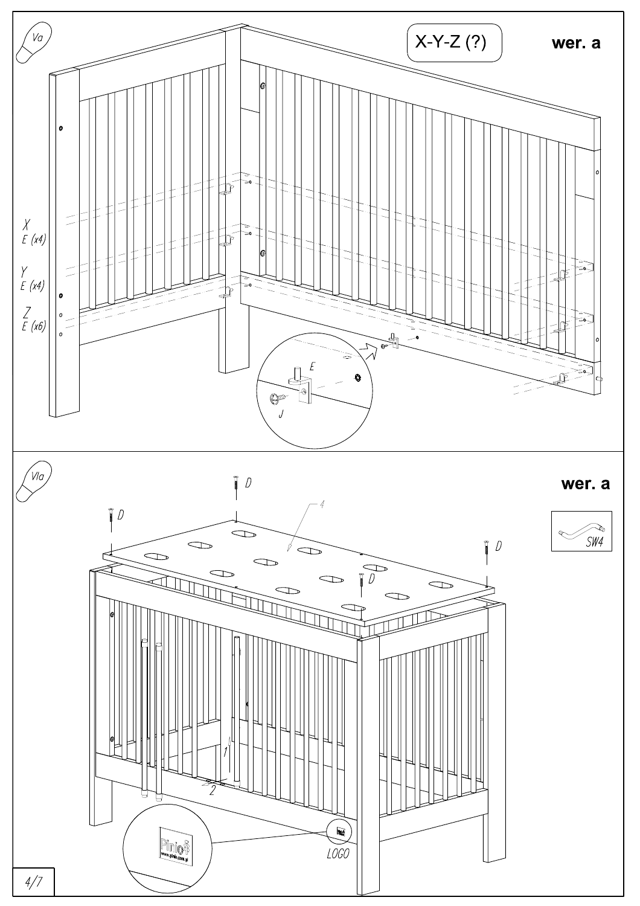Va

X-Y-Z (?)

**wer. a**

X
E (x4)

Y
E (x4)

Z
E (x6)

E

J

VIa

**wer. a**

D

D

D

D

4

SW4

1

2

LOGO

Pinio
www.pinio.com.pl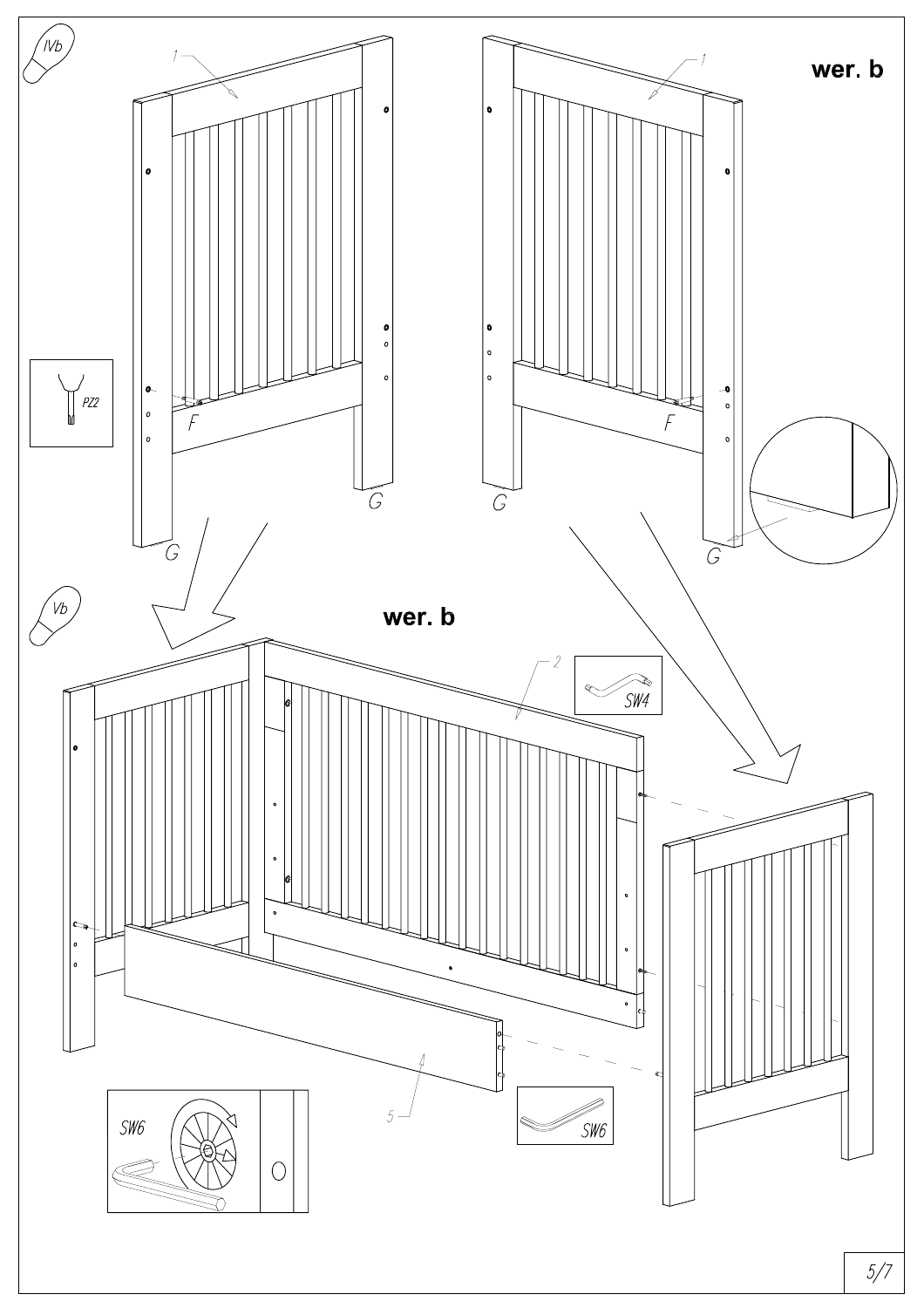IVb

wer. b

1

1

PZ2

F

F

G

G

G

G

Vb

wer. b

2

SW4

5

SW6

SW6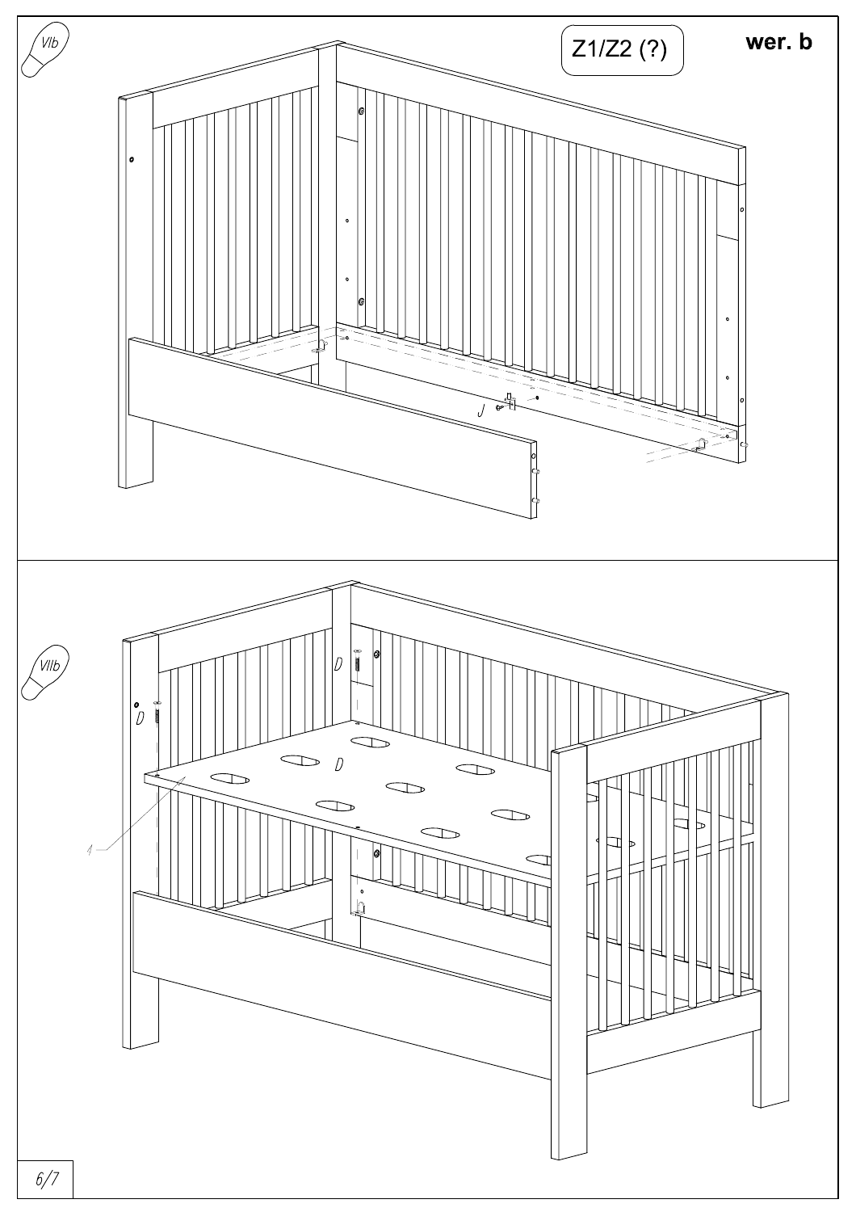Z1/Z2 (?)

**wer. b**

VIb

J

VIIb

D

D

D

1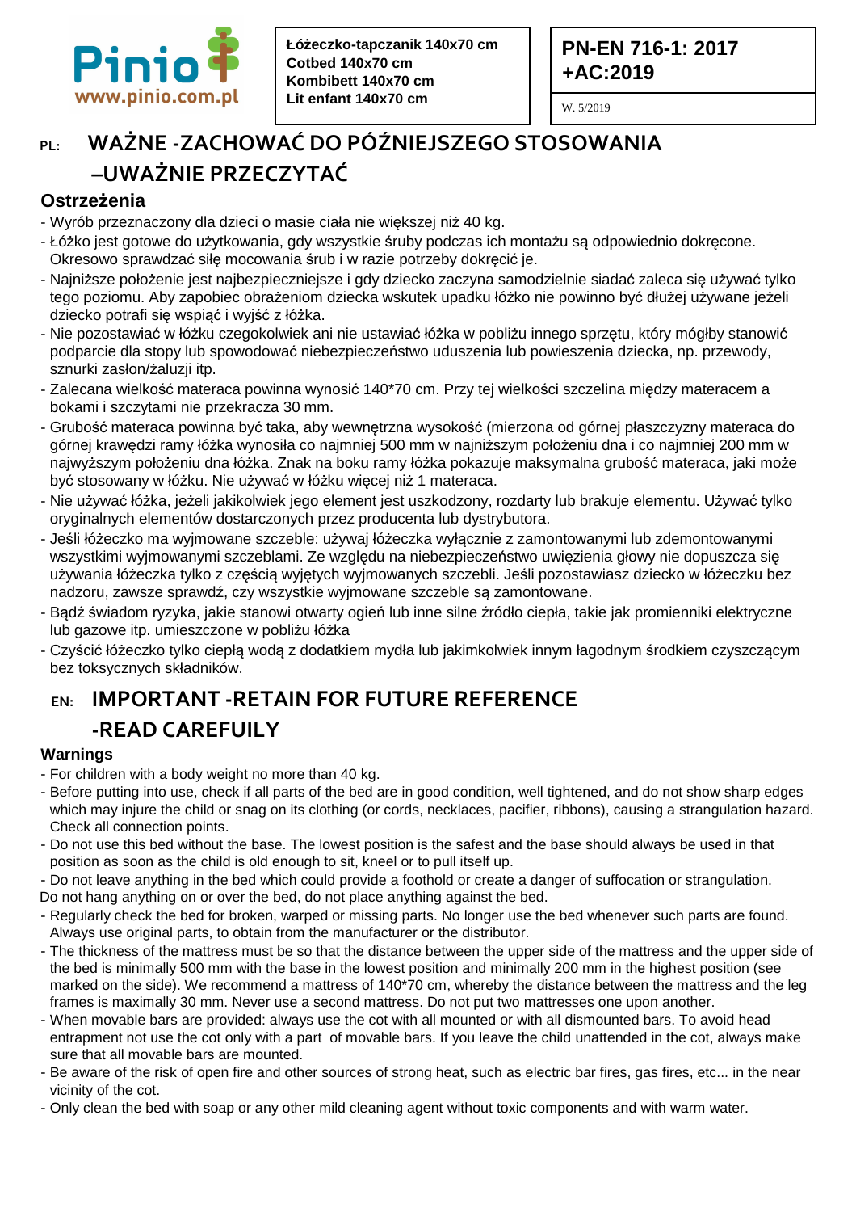Pinio
www.pinio.com.pl

**Łóżeczko-tapczanik 140x70 cm**
**Cotbed 140x70 cm**
**Kombibett 140x70 cm**
**Lit enfant 140x70 cm**

**PN-EN 716-1: 2017 +AC:2019**

W. 5/2019

# PL: WAŻNE -ZACHOWAĆ DO PÓŹNIEJSZEGO STOSOWANIA –UWAŻNIE PRZECZYTAĆ

## Ostrzeżenia

- Wyrób przeznaczony dla dzieci o masie ciała nie większej niż 40 kg.
- Łóżko jest gotowe do użytkowania, gdy wszystkie śruby podczas ich montażu są odpowiednio dokręcone. Okresowo sprawdzać siłę mocowania śrub i w razie potrzeby dokręcić je.
- Najniższe położenie jest najbezpieczniejsze i gdy dziecko zaczyna samodzielnie siadać zaleca się używać tylko tego poziomu. Aby zapobiec obrażeniom dziecka wskutek upadku łóżko nie powinno być dłużej używane jeżeli dziecko potrafi się wspiąć i wyjść z łóżka.
- Nie pozostawiać w łóżku czegokolwiek ani nie ustawiać łóżka w pobliżu innego sprzętu, który mógłby stanowić podparcie dla stopy lub spowodować niebezpieczeństwo uduszenia lub powieszenia dziecka, np. przewody, sznurki zasłon/żaluzji itp.
- Zalecana wielkość materaca powinna wynosić 140*70 cm. Przy tej wielkości szczelina między materacem a bokami i szczytami nie przekracza 30 mm.
- Grubość materaca powinna być taka, aby wewnętrzna wysokość (mierzona od górnej płaszczyzny materaca do górnej krawędzi ramy łóżka wynosiła co najmniej 500 mm w najniższym położeniu dna i co najmniej 200 mm w najwyższym położeniu dna łóżka. Znak na boku ramy łóżka pokazuje maksymalna grubość materaca, jaki może być stosowany w łóżku. Nie używać w łóżku więcej niż 1 materaca.
- Nie używać łóżka, jeżeli jakikolwiek jego element jest uszkodzony, rozdarty lub brakuje elementu. Używać tylko oryginalnych elementów dostarczonych przez producenta lub dystrybutora.
- Jeśli łóżeczko ma wyjmowane szczeble: używaj łóżeczka wyłącznie z zamontowanymi lub zdemontowanymi wszystkimi wyjmowanymi szczeblami. Ze względu na niebezpieczeństwo uwięzienia głowy nie dopuszcza się używania łóżeczka tylko z częścią wyjętych wyjmowanych szczebli. Jeśli pozostawiasz dziecko w łóżeczku bez nadzoru, zawsze sprawdź, czy wszystkie wyjmowane szczeble są zamontowane.
- Bądź świadom ryzyka, jakie stanowi otwarty ogień lub inne silne źródło ciepła, takie jak promienniki elektryczne lub gazowe itp. umieszczone w pobliżu łóżka
- Czyścić łóżeczko tylko ciepłą wodą z dodatkiem mydła lub jakimkolwiek innym łagodnym środkiem czyszczącym bez toksycznych składników.

# EN: IMPORTANT -RETAIN FOR FUTURE REFERENCE -READ CAREFUILY

## Warnings

- For children with a body weight no more than 40 kg.
- Before putting into use, check if all parts of the bed are in good condition, well tightened, and do not show sharp edges which may injure the child or snag on its clothing (or cords, necklaces, pacifier, ribbons), causing a strangulation hazard. Check all connection points.
- Do not use this bed without the base. The lowest position is the safest and the base should always be used in that position as soon as the child is old enough to sit, kneel or to pull itself up.
- Do not leave anything in the bed which could provide a foothold or create a danger of suffocation or strangulation. Do not hang anything on or over the bed, do not place anything against the bed.
- Regularly check the bed for broken, warped or missing parts. No longer use the bed whenever such parts are found. Always use original parts, to obtain from the manufacturer or the distributor.
- The thickness of the mattress must be so that the distance between the upper side of the mattress and the upper side of the bed is minimally 500 mm with the base in the lowest position and minimally 200 mm in the highest position (see marked on the side). We recommend a mattress of 140*70 cm, whereby the distance between the mattress and the leg frames is maximally 30 mm. Never use a second mattress. Do not put two mattresses one upon another.
- When movable bars are provided: always use the cot with all mounted or with all dismounted bars. To avoid head entrapment not use the cot only with a part of movable bars. If you leave the child unattended in the cot, always make sure that all movable bars are mounted.
- Be aware of the risk of open fire and other sources of strong heat, such as electric bar fires, gas fires, etc... in the near vicinity of the cot.
- Only clean the bed with soap or any other mild cleaning agent without toxic components and with warm water.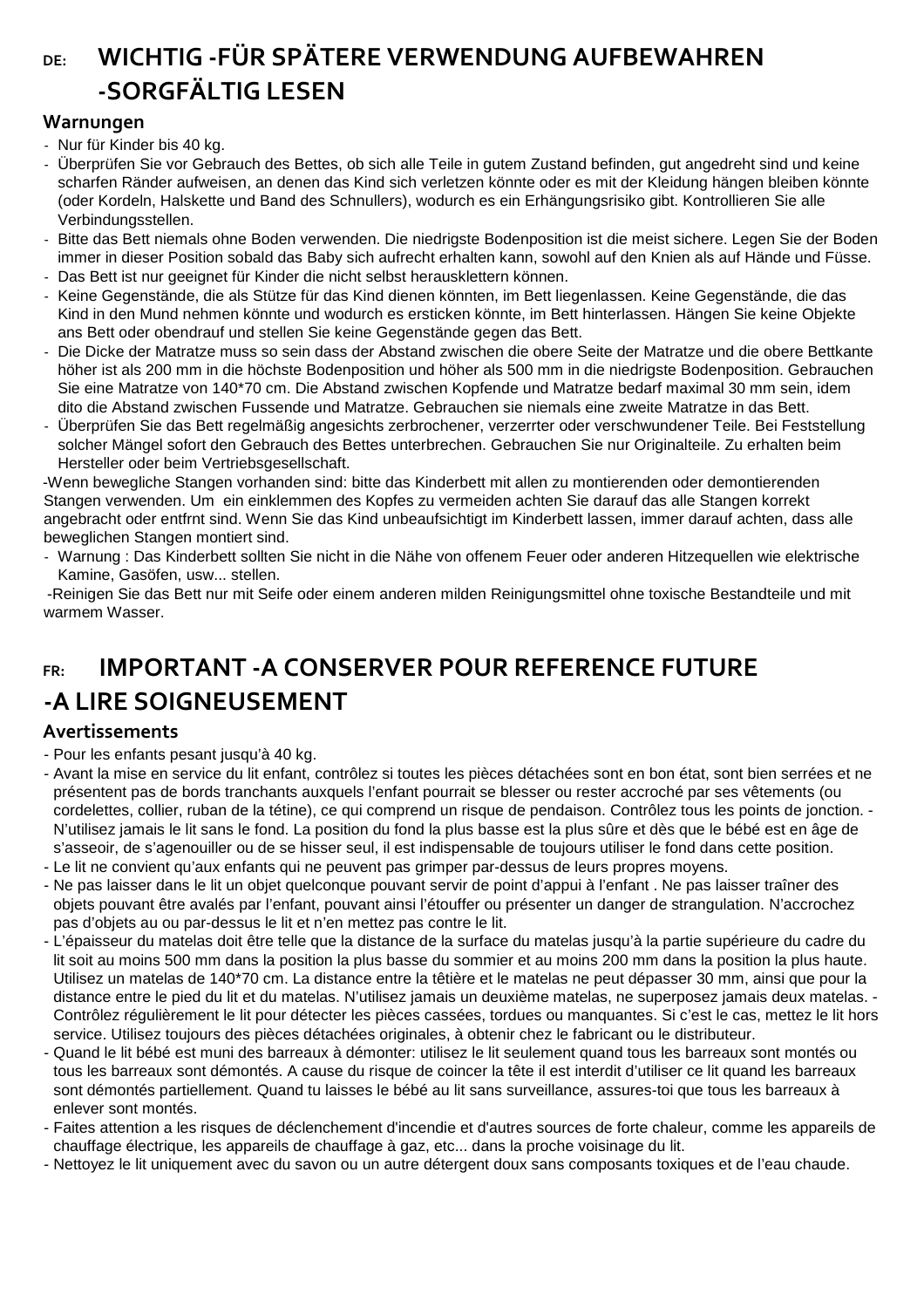## DE: WICHTIG -FÜR SPÄTERE VERWENDUNG AUFBEWAHREN -SORGFÄLTIG LESEN

### Warnungen

- Nur für Kinder bis 40 kg.
- Überprüfen Sie vor Gebrauch des Bettes, ob sich alle Teile in gutem Zustand befinden, gut angedreht sind und keine scharfen Ränder aufweisen, an denen das Kind sich verletzen könnte oder es mit der Kleidung hängen bleiben könnte (oder Kordeln, Halskette und Band des Schnullers), wodurch es ein Erhängungsrisiko gibt. Kontrollieren Sie alle Verbindungsstellen.
- Bitte das Bett niemals ohne Boden verwenden. Die niedrigste Bodenposition ist die meist sichere. Legen Sie der Boden immer in dieser Position sobald das Baby sich aufrecht erhalten kann, sowohl auf den Knien als auf Hände und Füsse.
- Das Bett ist nur geeignet für Kinder die nicht selbst herausklettern können.
- Keine Gegenstände, die als Stütze für das Kind dienen könnten, im Bett liegenlassen. Keine Gegenstände, die das Kind in den Mund nehmen könnte und wodurch es ersticken könnte, im Bett hinterlassen. Hängen Sie keine Objekte ans Bett oder obendrauf und stellen Sie keine Gegenstände gegen das Bett.
- Die Dicke der Matratze muss so sein dass der Abstand zwischen die obere Seite der Matratze und die obere Bettkante höher ist als 200 mm in die höchste Bodenposition und höher als 500 mm in die niedrigste Bodenposition. Gebrauchen Sie eine Matratze von 140*70 cm. Die Abstand zwischen Kopfende und Matratze bedarf maximal 30 mm sein, idem dito die Abstand zwischen Fussende und Matratze. Gebrauchen sie niemals eine zweite Matratze in das Bett.
- Überprüfen Sie das Bett regelmäßig angesichts zerbrochener, verzerrter oder verschwundener Teile. Bei Feststellung solcher Mängel sofort den Gebrauch des Bettes unterbrechen. Gebrauchen Sie nur Originalteile. Zu erhalten beim Hersteller oder beim Vertriebsgesellschaft.

-Wenn bewegliche Stangen vorhanden sind: bitte das Kinderbett mit allen zu montierenden oder demontierenden Stangen verwenden. Um einklemmen des Kopfes zu vermeiden achten Sie darauf das alle Stangen korrekt angebracht oder entfrnt sind. Wenn Sie das Kind unbeaufsichtigt im Kinderbett lassen, immer darauf achten, dass alle beweglichen Stangen montiert sind.

- Warnung : Das Kinderbett sollten Sie nicht in die Nähe von offenem Feuer oder anderen Hitzequellen wie elektrische Kamine, Gasöfen, usw... stellen.

-Reinigen Sie das Bett nur mit Seife oder einem anderen milden Reinigungsmittel ohne toxische Bestandteile und mit warmem Wasser.

## FR: IMPORTANT -A CONSERVER POUR REFERENCE FUTURE -A LIRE SOIGNEUSEMENT

### Avertissements

- Pour les enfants pesant jusqu'à 40 kg.
- Avant la mise en service du lit enfant, contrôlez si toutes les pièces détachées sont en bon état, sont bien serrées et ne présentent pas de bords tranchants auxquels l'enfant pourrait se blesser ou rester accroché par ses vêtements (ou cordelettes, collier, ruban de la tétine), ce qui comprend un risque de pendaison. Contrôlez tous les points de jonction. - N'utilisez jamais le lit sans le fond. La position du fond la plus basse est la plus sûre et dès que le bébé est en âge de s'asseoir, de s'agenouiller ou de se hisser seul, il est indispensable de toujours utiliser le fond dans cette position.
- Le lit ne convient qu'aux enfants qui ne peuvent pas grimper par-dessus de leurs propres moyens.
- Ne pas laisser dans le lit un objet quelconque pouvant servir de point d'appui à l'enfant . Ne pas laisser traîner des objets pouvant être avalés par l'enfant, pouvant ainsi l'étouffer ou présenter un danger de strangulation. N'accrochez pas d'objets au ou par-dessus le lit et n'en mettez pas contre le lit.
- L'épaisseur du matelas doit être telle que la distance de la surface du matelas jusqu'à la partie supérieure du cadre du lit soit au moins 500 mm dans la position la plus basse du sommier et au moins 200 mm dans la position la plus haute. Utilisez un matelas de 140*70 cm. La distance entre la têtière et le matelas ne peut dépasser 30 mm, ainsi que pour la distance entre le pied du lit et du matelas. N'utilisez jamais un deuxième matelas, ne superposez jamais deux matelas. - Contrôlez régulièrement le lit pour détecter les pièces cassées, tordues ou manquantes. Si c'est le cas, mettez le lit hors service. Utilisez toujours des pièces détachées originales, à obtenir chez le fabricant ou le distributeur.
- Quand le lit bébé est muni des barreaux à démonter: utilisez le lit seulement quand tous les barreaux sont montés ou tous les barreaux sont démontés. A cause du risque de coincer la tête il est interdit d'utiliser ce lit quand les barreaux sont démontés partiellement. Quand tu laisses le bébé au lit sans surveillance, assures-toi que tous les barreaux à enlever sont montés.
- Faites attention a les risques de déclenchement d'incendie et d'autres sources de forte chaleur, comme les appareils de chauffage électrique, les appareils de chauffage à gaz, etc... dans la proche voisinage du lit.
- Nettoyez le lit uniquement avec du savon ou un autre détergent doux sans composants toxiques et de l'eau chaude.